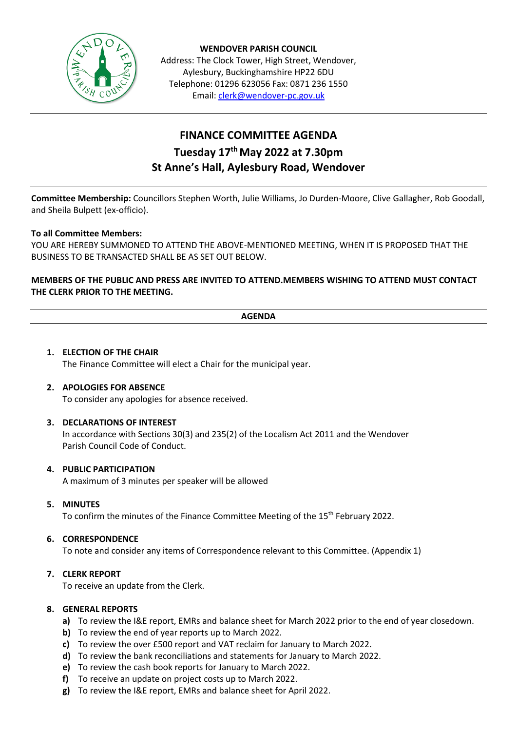**WENDOVER PARISH COUNCIL**
Address: The Clock Tower, High Street, Wendover,
Aylesbury, Buckinghamshire HP22 6DU
Telephone: 01296 623056 Fax: 0871 236 1550
Email: clerk@wendover-pc.gov.uk

# FINANCE COMMITTEE AGENDA

## Tuesday 17th May 2022 at 7.30pm

## St Anne's Hall, Aylesbury Road, Wendover

**Committee Membership:** Councillors Stephen Worth, Julie Williams, Jo Durden-Moore, Clive Gallagher, Rob Goodall, and Sheila Bulpett (ex-officio).

**To all Committee Members:**
YOU ARE HEREBY SUMMONED TO ATTEND THE ABOVE-MENTIONED MEETING, WHEN IT IS PROPOSED THAT THE BUSINESS TO BE TRANSACTED SHALL BE AS SET OUT BELOW.

**MEMBERS OF THE PUBLIC AND PRESS ARE INVITED TO ATTEND.MEMBERS WISHING TO ATTEND MUST CONTACT THE CLERK PRIOR TO THE MEETING.**

**AGENDA**

1. **ELECTION OF THE CHAIR**
   The Finance Committee will elect a Chair for the municipal year.

2. **APOLOGIES FOR ABSENCE**
   To consider any apologies for absence received.

3. **DECLARATIONS OF INTEREST**
   In accordance with Sections 30(3) and 235(2) of the Localism Act 2011 and the Wendover Parish Council Code of Conduct.

4. **PUBLIC PARTICIPATION**
   A maximum of 3 minutes per speaker will be allowed

5. **MINUTES**
   To confirm the minutes of the Finance Committee Meeting of the 15th February 2022.

6. **CORRESPONDENCE**
   To note and consider any items of Correspondence relevant to this Committee. (Appendix 1)

7. **CLERK REPORT**
   To receive an update from the Clerk.

8. **GENERAL REPORTS**
   - **a)** To review the I&E report, EMRs and balance sheet for March 2022 prior to the end of year closedown.
   - **b)** To review the end of year reports up to March 2022.
   - **c)** To review the over £500 report and VAT reclaim for January to March 2022.
   - **d)** To review the bank reconciliations and statements for January to March 2022.
   - **e)** To review the cash book reports for January to March 2022.
   - **f)** To receive an update on project costs up to March 2022.
   - **g)** To review the I&E report, EMRs and balance sheet for April 2022.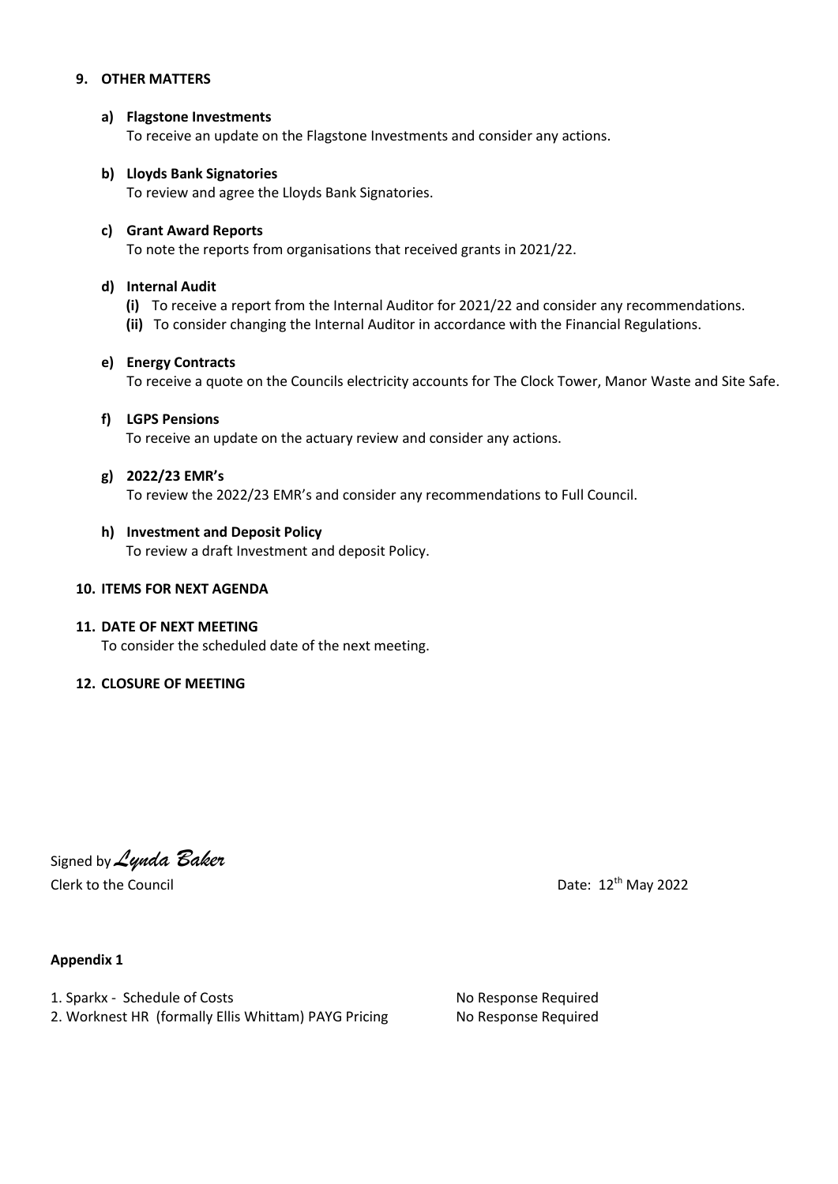**9. OTHER MATTERS**

**a) Flagstone Investments**
To receive an update on the Flagstone Investments and consider any actions.

**b) Lloyds Bank Signatories**
To review and agree the Lloyds Bank Signatories.

**c) Grant Award Reports**
To note the reports from organisations that received grants in 2021/22.

**d) Internal Audit**
**(i)** To receive a report from the Internal Auditor for 2021/22 and consider any recommendations.
**(ii)** To consider changing the Internal Auditor in accordance with the Financial Regulations.

**e) Energy Contracts**
To receive a quote on the Councils electricity accounts for The Clock Tower, Manor Waste and Site Safe.

**f) LGPS Pensions**
To receive an update on the actuary review and consider any actions.

**g) 2022/23 EMR's**
To review the 2022/23 EMR's and consider any recommendations to Full Council.

**h) Investment and Deposit Policy**
To review a draft Investment and deposit Policy.

**10. ITEMS FOR NEXT AGENDA**

**11. DATE OF NEXT MEETING**
To consider the scheduled date of the next meeting.

**12. CLOSURE OF MEETING**

Signed by *Lynda Baker*
Clerk to the Council

Date: 12th May 2022

**Appendix 1**

| | |
|---|---|
| 1. Sparkx - Schedule of Costs | No Response Required |
| 2. Worknest HR (formally Ellis Whittam) PAYG Pricing | No Response Required |